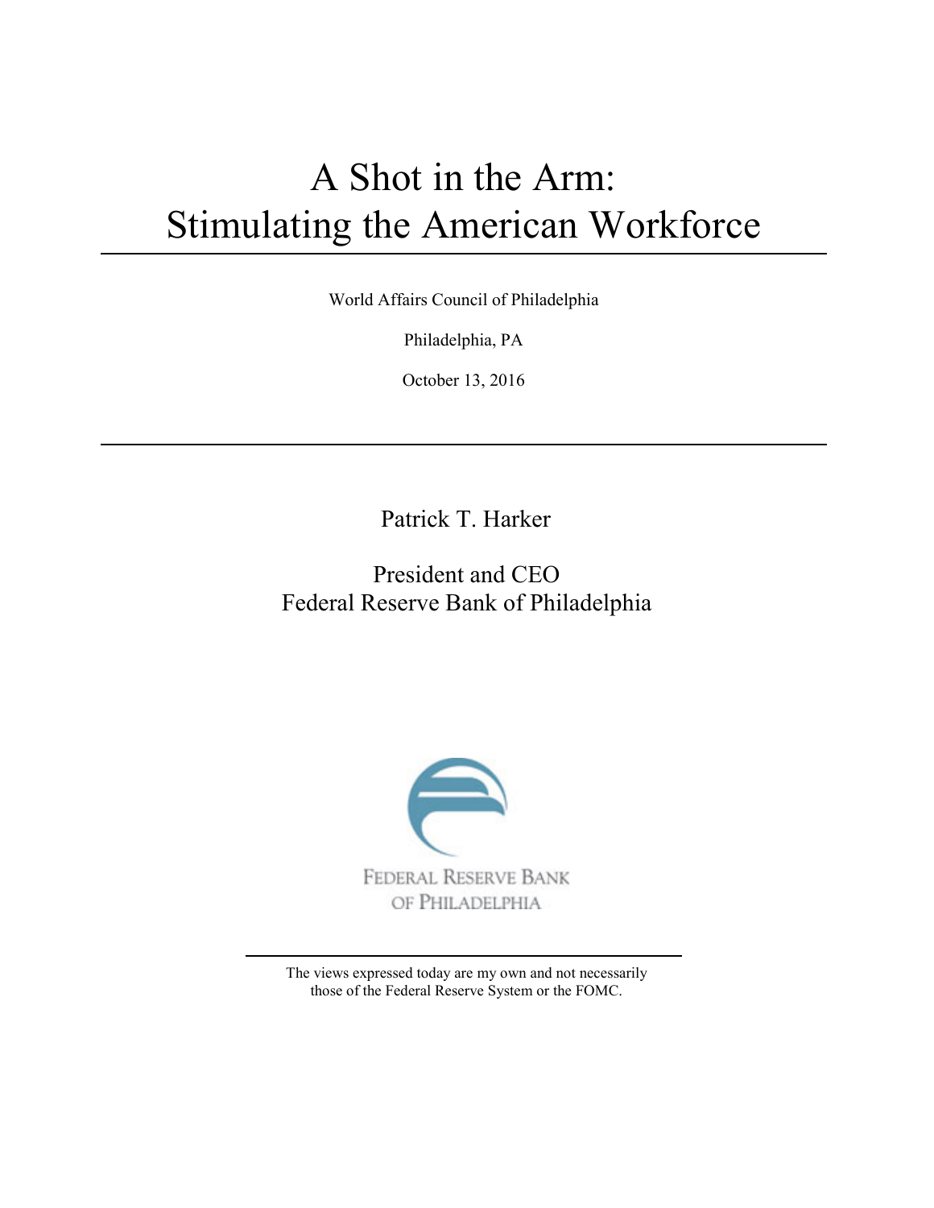# A Shot in the Arm: Stimulating the American Workforce

World Affairs Council of Philadelphia

Philadelphia, PA

October 13, 2016

Patrick T. Harker

President and CEO
Federal Reserve Bank of Philadelphia

FEDERAL RESERVE BANK
OF PHILADELPHIA

The views expressed today are my own and not necessarily those of the Federal Reserve System or the FOMC.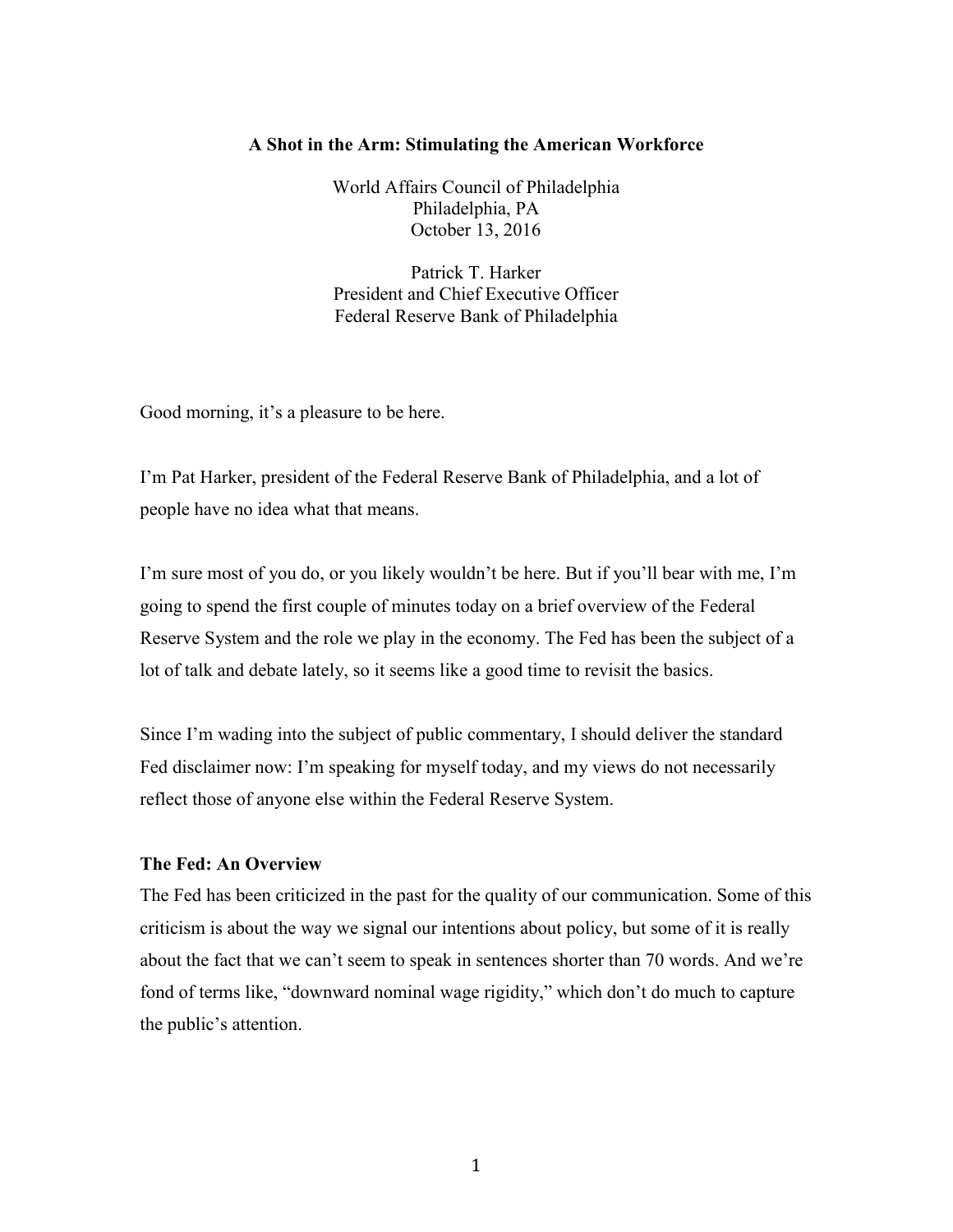**A Shot in the Arm: Stimulating the American Workforce**

World Affairs Council of Philadelphia
Philadelphia, PA
October 13, 2016

Patrick T. Harker
President and Chief Executive Officer
Federal Reserve Bank of Philadelphia

Good morning, it's a pleasure to be here.

I'm Pat Harker, president of the Federal Reserve Bank of Philadelphia, and a lot of people have no idea what that means.

I'm sure most of you do, or you likely wouldn't be here. But if you'll bear with me, I'm going to spend the first couple of minutes today on a brief overview of the Federal Reserve System and the role we play in the economy. The Fed has been the subject of a lot of talk and debate lately, so it seems like a good time to revisit the basics.

Since I'm wading into the subject of public commentary, I should deliver the standard Fed disclaimer now: I'm speaking for myself today, and my views do not necessarily reflect those of anyone else within the Federal Reserve System.

**The Fed: An Overview**

The Fed has been criticized in the past for the quality of our communication. Some of this criticism is about the way we signal our intentions about policy, but some of it is really about the fact that we can't seem to speak in sentences shorter than 70 words. And we're fond of terms like, "downward nominal wage rigidity," which don't do much to capture the public's attention.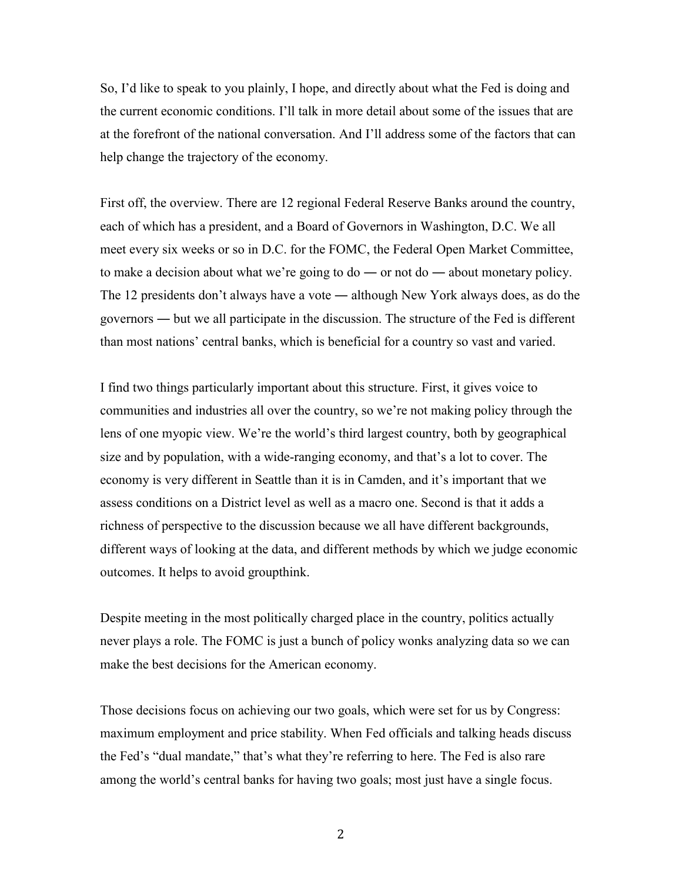So, I'd like to speak to you plainly, I hope, and directly about what the Fed is doing and the current economic conditions. I'll talk in more detail about some of the issues that are at the forefront of the national conversation. And I'll address some of the factors that can help change the trajectory of the economy.

First off, the overview. There are 12 regional Federal Reserve Banks around the country, each of which has a president, and a Board of Governors in Washington, D.C. We all meet every six weeks or so in D.C. for the FOMC, the Federal Open Market Committee, to make a decision about what we're going to do — or not do — about monetary policy. The 12 presidents don't always have a vote — although New York always does, as do the governors — but we all participate in the discussion. The structure of the Fed is different than most nations' central banks, which is beneficial for a country so vast and varied.

I find two things particularly important about this structure. First, it gives voice to communities and industries all over the country, so we're not making policy through the lens of one myopic view. We're the world's third largest country, both by geographical size and by population, with a wide-ranging economy, and that's a lot to cover. The economy is very different in Seattle than it is in Camden, and it's important that we assess conditions on a District level as well as a macro one. Second is that it adds a richness of perspective to the discussion because we all have different backgrounds, different ways of looking at the data, and different methods by which we judge economic outcomes. It helps to avoid groupthink.

Despite meeting in the most politically charged place in the country, politics actually never plays a role. The FOMC is just a bunch of policy wonks analyzing data so we can make the best decisions for the American economy.

Those decisions focus on achieving our two goals, which were set for us by Congress: maximum employment and price stability. When Fed officials and talking heads discuss the Fed's "dual mandate," that's what they're referring to here. The Fed is also rare among the world's central banks for having two goals; most just have a single focus.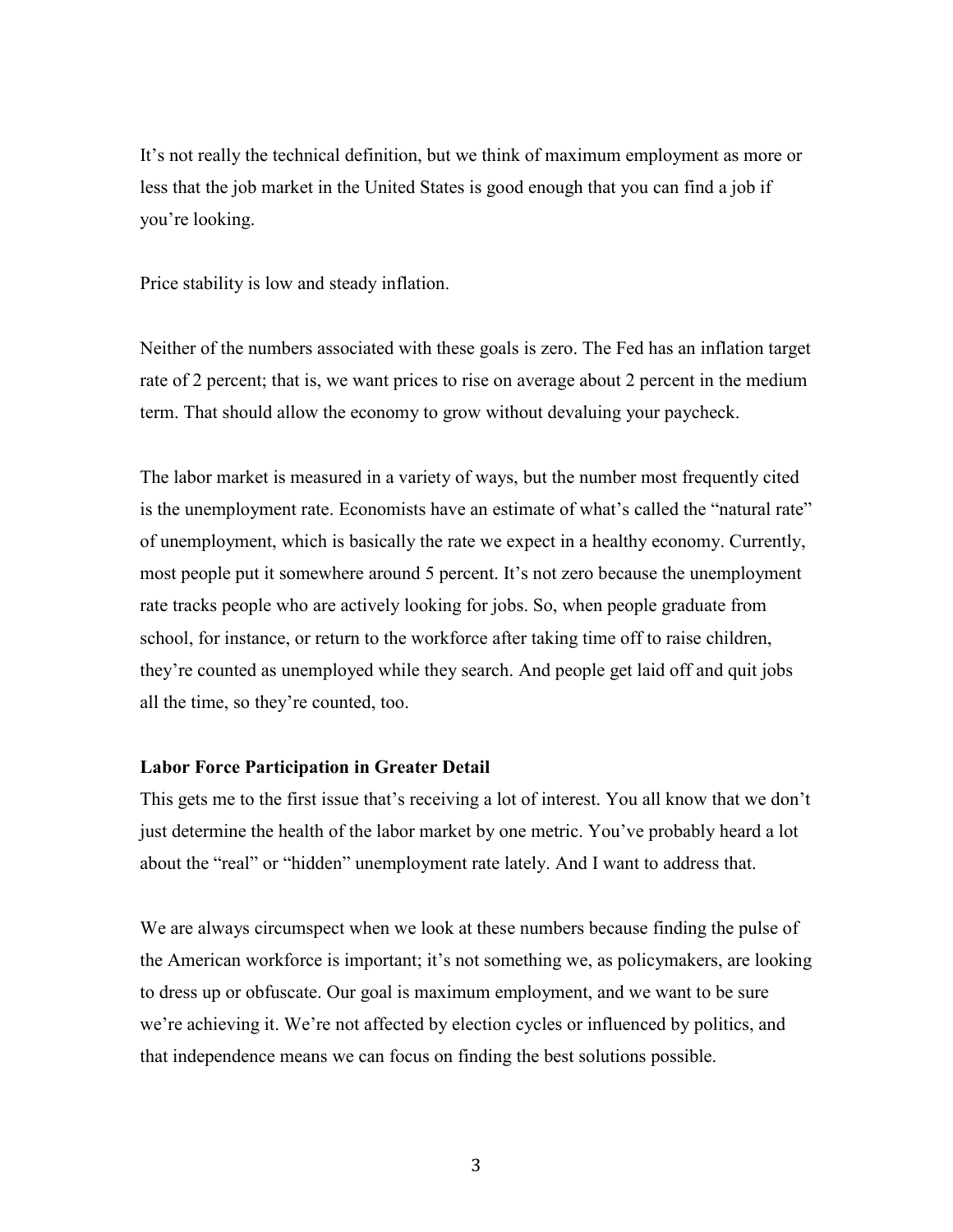It's not really the technical definition, but we think of maximum employment as more or less that the job market in the United States is good enough that you can find a job if you're looking.

Price stability is low and steady inflation.

Neither of the numbers associated with these goals is zero. The Fed has an inflation target rate of 2 percent; that is, we want prices to rise on average about 2 percent in the medium term. That should allow the economy to grow without devaluing your paycheck.

The labor market is measured in a variety of ways, but the number most frequently cited is the unemployment rate. Economists have an estimate of what's called the "natural rate" of unemployment, which is basically the rate we expect in a healthy economy. Currently, most people put it somewhere around 5 percent. It's not zero because the unemployment rate tracks people who are actively looking for jobs. So, when people graduate from school, for instance, or return to the workforce after taking time off to raise children, they're counted as unemployed while they search. And people get laid off and quit jobs all the time, so they're counted, too.

**Labor Force Participation in Greater Detail**

This gets me to the first issue that's receiving a lot of interest. You all know that we don't just determine the health of the labor market by one metric. You've probably heard a lot about the "real" or "hidden" unemployment rate lately. And I want to address that.

We are always circumspect when we look at these numbers because finding the pulse of the American workforce is important; it's not something we, as policymakers, are looking to dress up or obfuscate. Our goal is maximum employment, and we want to be sure we're achieving it. We're not affected by election cycles or influenced by politics, and that independence means we can focus on finding the best solutions possible.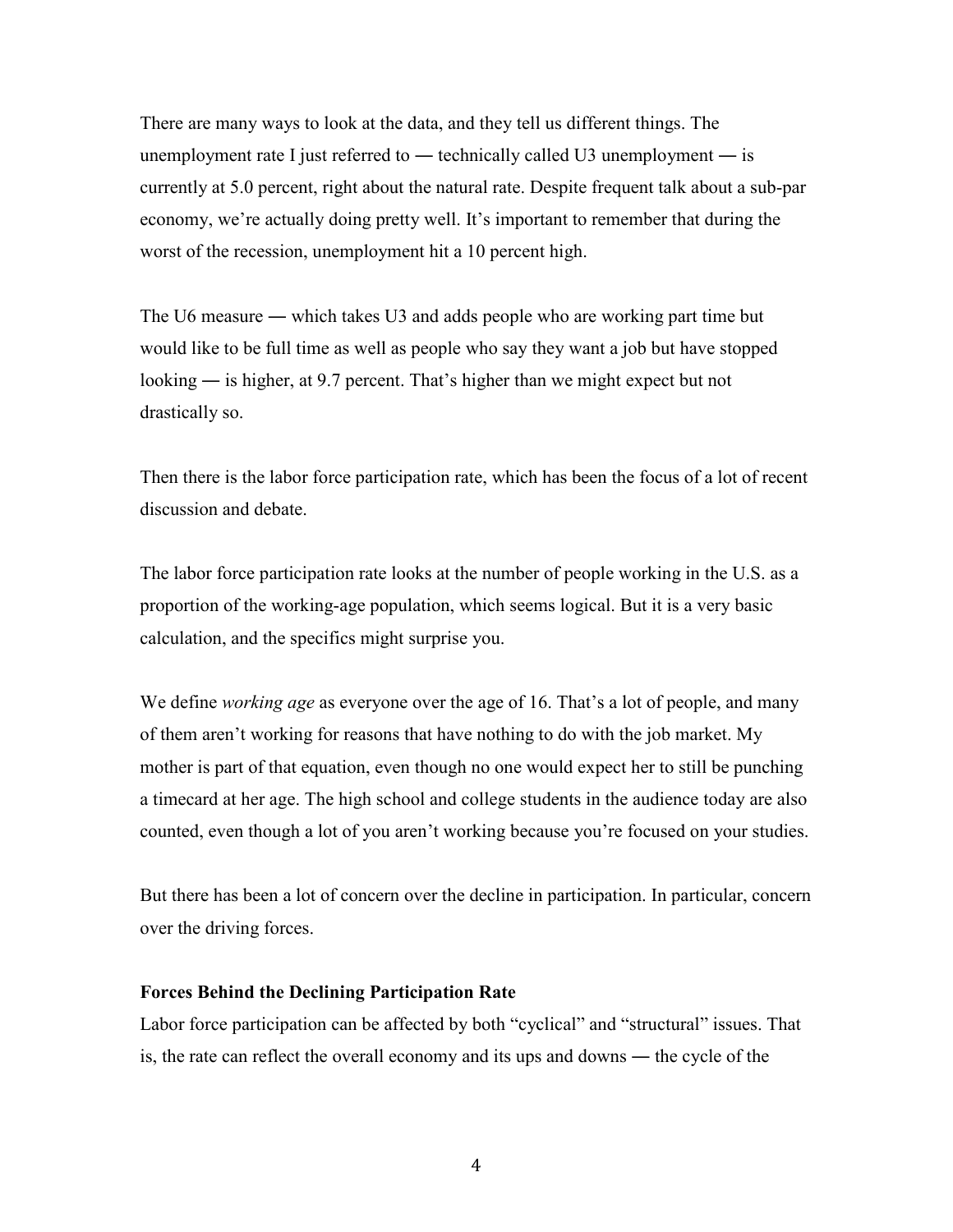There are many ways to look at the data, and they tell us different things. The unemployment rate I just referred to — technically called U3 unemployment — is currently at 5.0 percent, right about the natural rate. Despite frequent talk about a sub-par economy, we're actually doing pretty well. It's important to remember that during the worst of the recession, unemployment hit a 10 percent high.

The U6 measure — which takes U3 and adds people who are working part time but would like to be full time as well as people who say they want a job but have stopped looking — is higher, at 9.7 percent. That's higher than we might expect but not drastically so.

Then there is the labor force participation rate, which has been the focus of a lot of recent discussion and debate.

The labor force participation rate looks at the number of people working in the U.S. as a proportion of the working-age population, which seems logical. But it is a very basic calculation, and the specifics might surprise you.

We define *working age* as everyone over the age of 16. That's a lot of people, and many of them aren't working for reasons that have nothing to do with the job market. My mother is part of that equation, even though no one would expect her to still be punching a timecard at her age. The high school and college students in the audience today are also counted, even though a lot of you aren't working because you're focused on your studies.

But there has been a lot of concern over the decline in participation. In particular, concern over the driving forces.

**Forces Behind the Declining Participation Rate**

Labor force participation can be affected by both "cyclical" and "structural" issues. That is, the rate can reflect the overall economy and its ups and downs — the cycle of the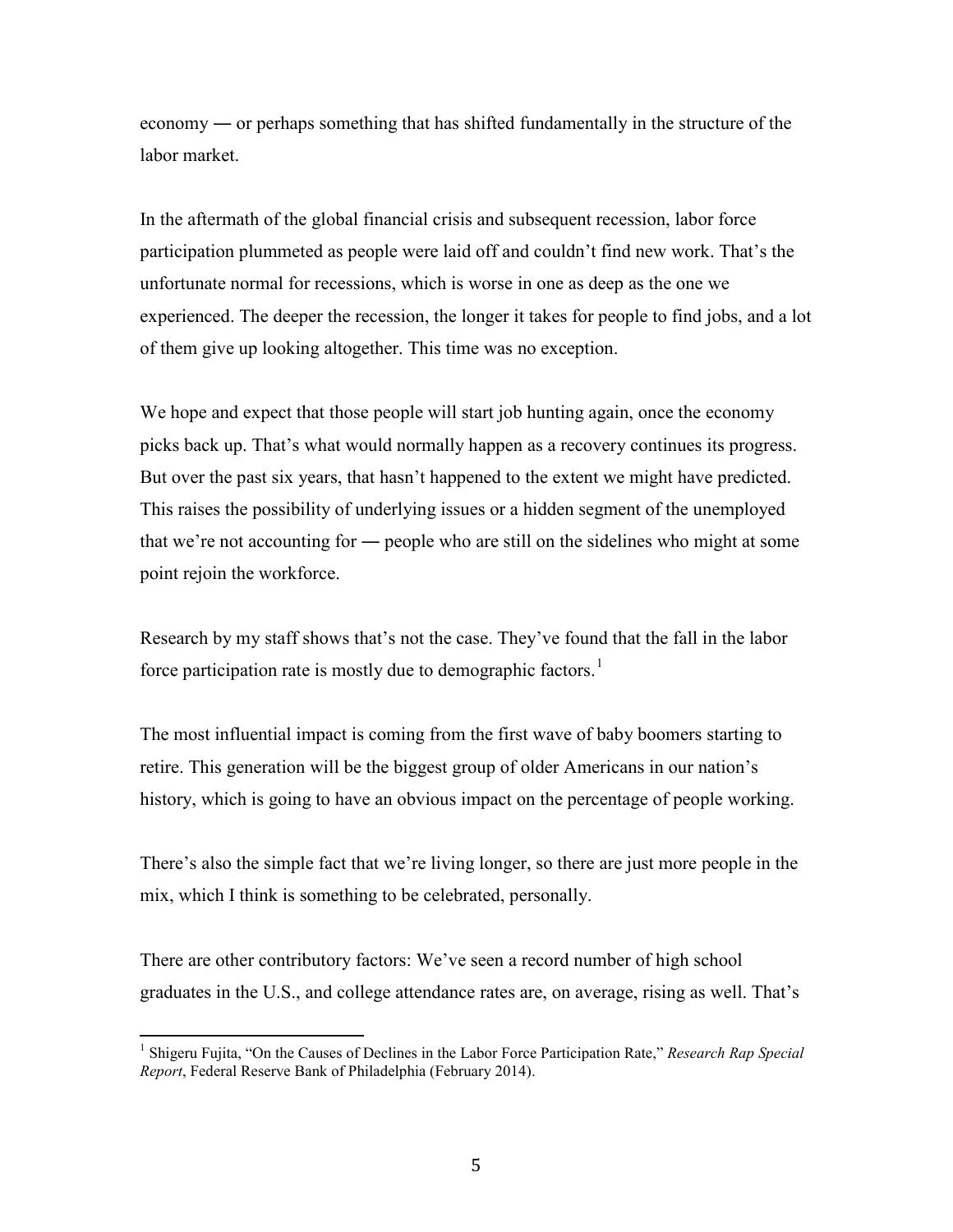economy — or perhaps something that has shifted fundamentally in the structure of the labor market.

In the aftermath of the global financial crisis and subsequent recession, labor force participation plummeted as people were laid off and couldn't find new work. That's the unfortunate normal for recessions, which is worse in one as deep as the one we experienced. The deeper the recession, the longer it takes for people to find jobs, and a lot of them give up looking altogether. This time was no exception.

We hope and expect that those people will start job hunting again, once the economy picks back up. That's what would normally happen as a recovery continues its progress. But over the past six years, that hasn't happened to the extent we might have predicted. This raises the possibility of underlying issues or a hidden segment of the unemployed that we're not accounting for — people who are still on the sidelines who might at some point rejoin the workforce.

Research by my staff shows that's not the case. They've found that the fall in the labor force participation rate is mostly due to demographic factors.[1]

The most influential impact is coming from the first wave of baby boomers starting to retire. This generation will be the biggest group of older Americans in our nation's history, which is going to have an obvious impact on the percentage of people working.

There's also the simple fact that we're living longer, so there are just more people in the mix, which I think is something to be celebrated, personally.

There are other contributory factors: We've seen a record number of high school graduates in the U.S., and college attendance rates are, on average, rising as well. That's

---

[1] Shigeru Fujita, "On the Causes of Declines in the Labor Force Participation Rate," *Research Rap Special Report*, Federal Reserve Bank of Philadelphia (February 2014).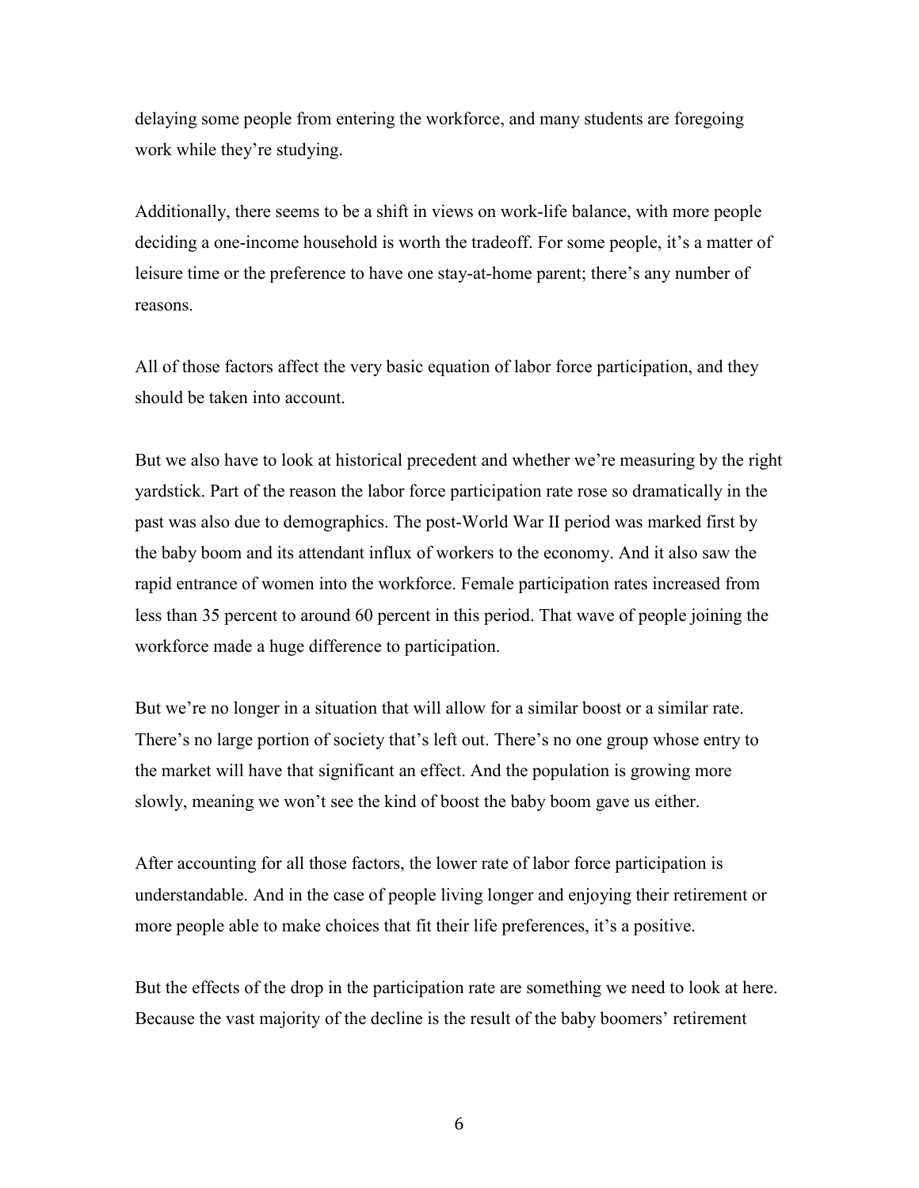delaying some people from entering the workforce, and many students are foregoing work while they're studying.

Additionally, there seems to be a shift in views on work-life balance, with more people deciding a one-income household is worth the tradeoff. For some people, it's a matter of leisure time or the preference to have one stay-at-home parent; there's any number of reasons.

All of those factors affect the very basic equation of labor force participation, and they should be taken into account.

But we also have to look at historical precedent and whether we're measuring by the right yardstick. Part of the reason the labor force participation rate rose so dramatically in the past was also due to demographics. The post-World War II period was marked first by the baby boom and its attendant influx of workers to the economy. And it also saw the rapid entrance of women into the workforce. Female participation rates increased from less than 35 percent to around 60 percent in this period. That wave of people joining the workforce made a huge difference to participation.

But we're no longer in a situation that will allow for a similar boost or a similar rate. There's no large portion of society that's left out. There's no one group whose entry to the market will have that significant an effect. And the population is growing more slowly, meaning we won't see the kind of boost the baby boom gave us either.

After accounting for all those factors, the lower rate of labor force participation is understandable. And in the case of people living longer and enjoying their retirement or more people able to make choices that fit their life preferences, it's a positive.

But the effects of the drop in the participation rate are something we need to look at here. Because the vast majority of the decline is the result of the baby boomers' retirement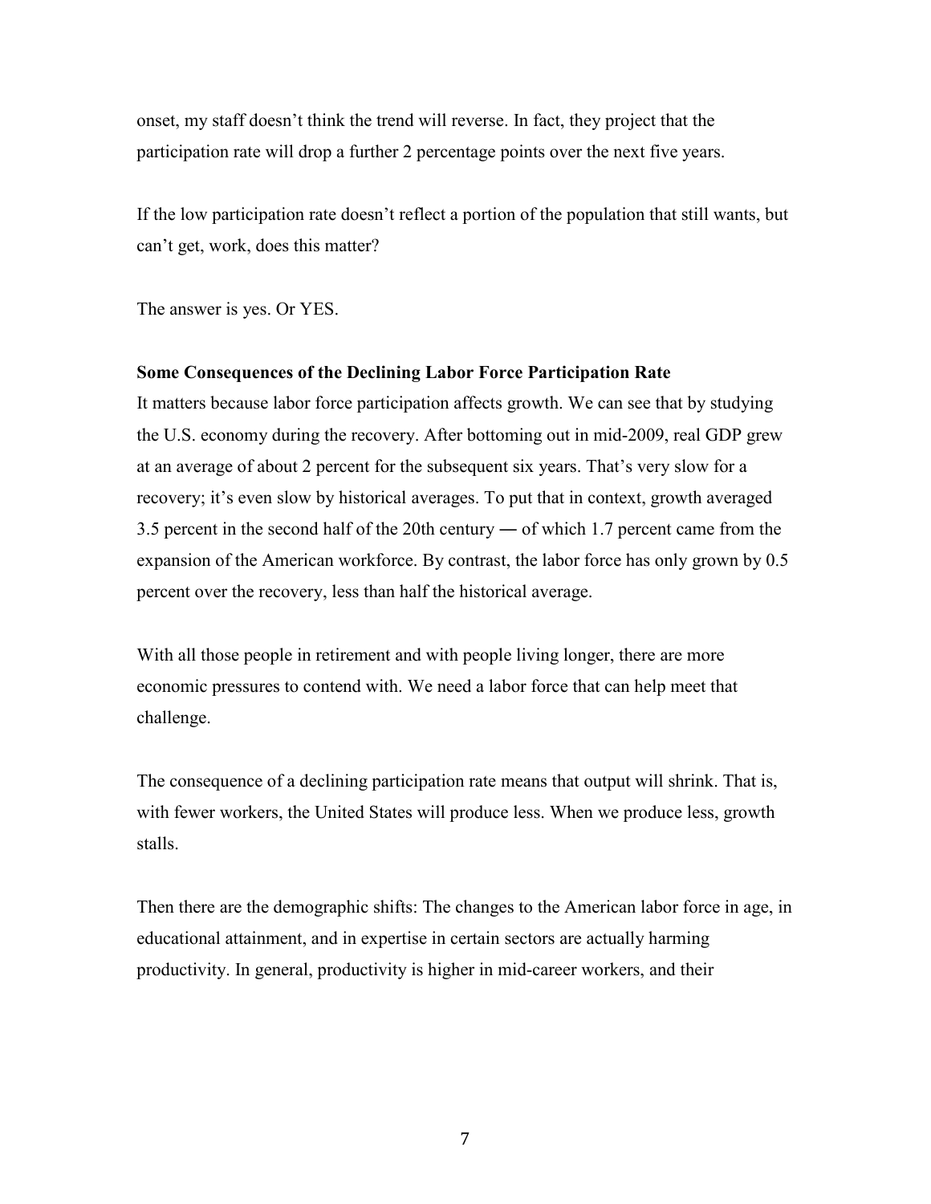onset, my staff doesn't think the trend will reverse. In fact, they project that the participation rate will drop a further 2 percentage points over the next five years.

If the low participation rate doesn't reflect a portion of the population that still wants, but can't get, work, does this matter?

The answer is yes. Or YES.

**Some Consequences of the Declining Labor Force Participation Rate**

It matters because labor force participation affects growth. We can see that by studying the U.S. economy during the recovery. After bottoming out in mid-2009, real GDP grew at an average of about 2 percent for the subsequent six years. That's very slow for a recovery; it's even slow by historical averages. To put that in context, growth averaged 3.5 percent in the second half of the 20th century ― of which 1.7 percent came from the expansion of the American workforce. By contrast, the labor force has only grown by 0.5 percent over the recovery, less than half the historical average.

With all those people in retirement and with people living longer, there are more economic pressures to contend with. We need a labor force that can help meet that challenge.

The consequence of a declining participation rate means that output will shrink. That is, with fewer workers, the United States will produce less. When we produce less, growth stalls.

Then there are the demographic shifts: The changes to the American labor force in age, in educational attainment, and in expertise in certain sectors are actually harming productivity. In general, productivity is higher in mid-career workers, and their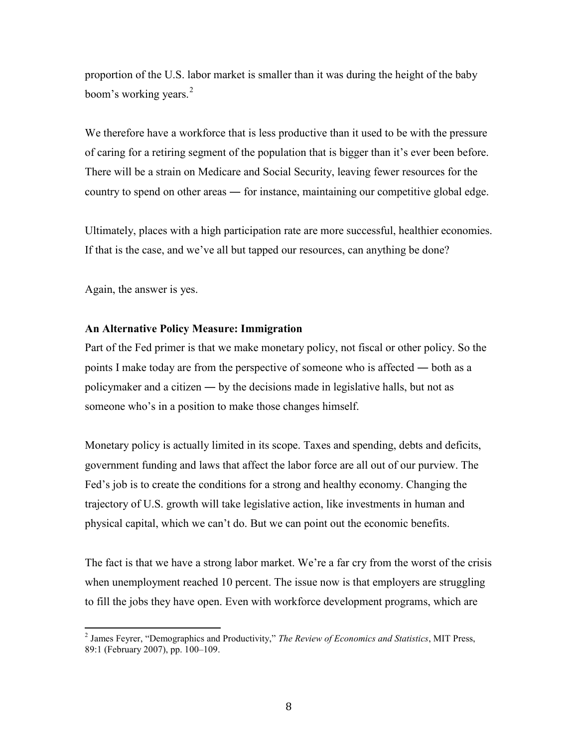proportion of the U.S. labor market is smaller than it was during the height of the baby boom's working years.[2]

We therefore have a workforce that is less productive than it used to be with the pressure of caring for a retiring segment of the population that is bigger than it's ever been before. There will be a strain on Medicare and Social Security, leaving fewer resources for the country to spend on other areas ― for instance, maintaining our competitive global edge.

Ultimately, places with a high participation rate are more successful, healthier economies. If that is the case, and we've all but tapped our resources, can anything be done?

Again, the answer is yes.

**An Alternative Policy Measure: Immigration**

Part of the Fed primer is that we make monetary policy, not fiscal or other policy. So the points I make today are from the perspective of someone who is affected ― both as a policymaker and a citizen ― by the decisions made in legislative halls, but not as someone who's in a position to make those changes himself.

Monetary policy is actually limited in its scope. Taxes and spending, debts and deficits, government funding and laws that affect the labor force are all out of our purview. The Fed's job is to create the conditions for a strong and healthy economy. Changing the trajectory of U.S. growth will take legislative action, like investments in human and physical capital, which we can't do. But we can point out the economic benefits.

The fact is that we have a strong labor market. We're a far cry from the worst of the crisis when unemployment reached 10 percent. The issue now is that employers are struggling to fill the jobs they have open. Even with workforce development programs, which are

---

[2] James Feyrer, "Demographics and Productivity," *The Review of Economics and Statistics*, MIT Press, 89:1 (February 2007), pp. 100–109.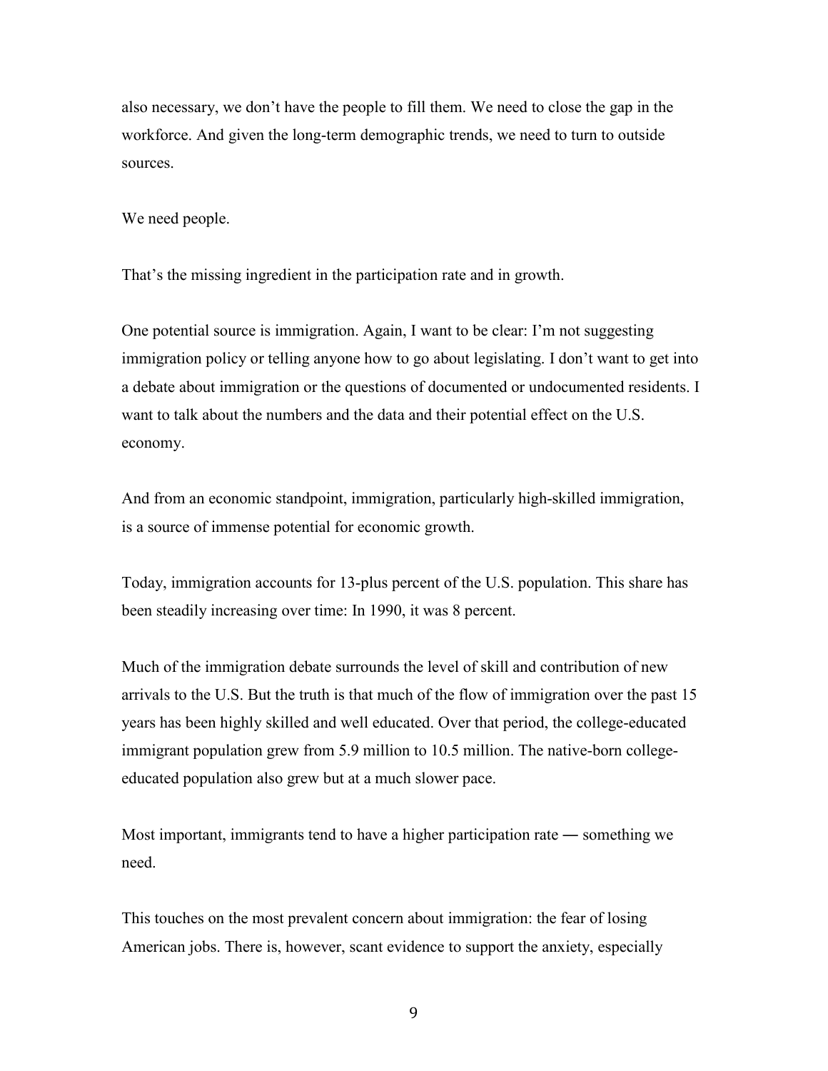also necessary, we don't have the people to fill them. We need to close the gap in the workforce. And given the long-term demographic trends, we need to turn to outside sources.

We need people.

That's the missing ingredient in the participation rate and in growth.

One potential source is immigration. Again, I want to be clear: I'm not suggesting immigration policy or telling anyone how to go about legislating. I don't want to get into a debate about immigration or the questions of documented or undocumented residents. I want to talk about the numbers and the data and their potential effect on the U.S. economy.

And from an economic standpoint, immigration, particularly high-skilled immigration, is a source of immense potential for economic growth.

Today, immigration accounts for 13-plus percent of the U.S. population. This share has been steadily increasing over time: In 1990, it was 8 percent.

Much of the immigration debate surrounds the level of skill and contribution of new arrivals to the U.S. But the truth is that much of the flow of immigration over the past 15 years has been highly skilled and well educated. Over that period, the college-educated immigrant population grew from 5.9 million to 10.5 million. The native-born college-educated population also grew but at a much slower pace.

Most important, immigrants tend to have a higher participation rate — something we need.

This touches on the most prevalent concern about immigration: the fear of losing American jobs. There is, however, scant evidence to support the anxiety, especially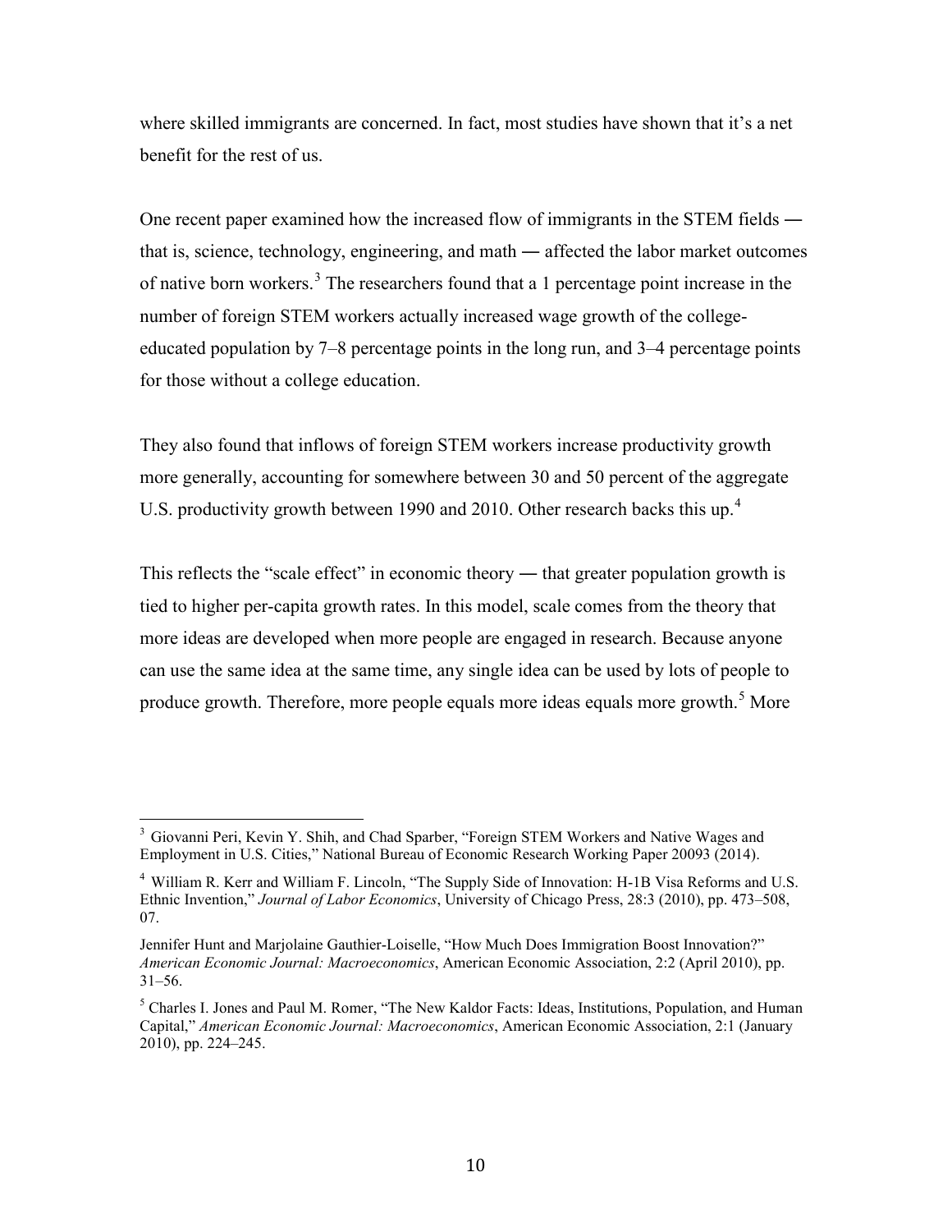where skilled immigrants are concerned. In fact, most studies have shown that it's a net benefit for the rest of us.

One recent paper examined how the increased flow of immigrants in the STEM fields — that is, science, technology, engineering, and math — affected the labor market outcomes of native born workers.[3] The researchers found that a 1 percentage point increase in the number of foreign STEM workers actually increased wage growth of the college-educated population by 7–8 percentage points in the long run, and 3–4 percentage points for those without a college education.

They also found that inflows of foreign STEM workers increase productivity growth more generally, accounting for somewhere between 30 and 50 percent of the aggregate U.S. productivity growth between 1990 and 2010. Other research backs this up.[4]

This reflects the "scale effect" in economic theory — that greater population growth is tied to higher per-capita growth rates. In this model, scale comes from the theory that more ideas are developed when more people are engaged in research. Because anyone can use the same idea at the same time, any single idea can be used by lots of people to produce growth. Therefore, more people equals more ideas equals more growth.[5] More

---

[3] Giovanni Peri, Kevin Y. Shih, and Chad Sparber, "Foreign STEM Workers and Native Wages and Employment in U.S. Cities," National Bureau of Economic Research Working Paper 20093 (2014).

[4] William R. Kerr and William F. Lincoln, "The Supply Side of Innovation: H-1B Visa Reforms and U.S. Ethnic Invention," *Journal of Labor Economics*, University of Chicago Press, 28:3 (2010), pp. 473–508, 07.

Jennifer Hunt and Marjolaine Gauthier-Loiselle, "How Much Does Immigration Boost Innovation?" *American Economic Journal: Macroeconomics*, American Economic Association, 2:2 (April 2010), pp. 31–56.

[5] Charles I. Jones and Paul M. Romer, "The New Kaldor Facts: Ideas, Institutions, Population, and Human Capital," *American Economic Journal: Macroeconomics*, American Economic Association, 2:1 (January 2010), pp. 224–245.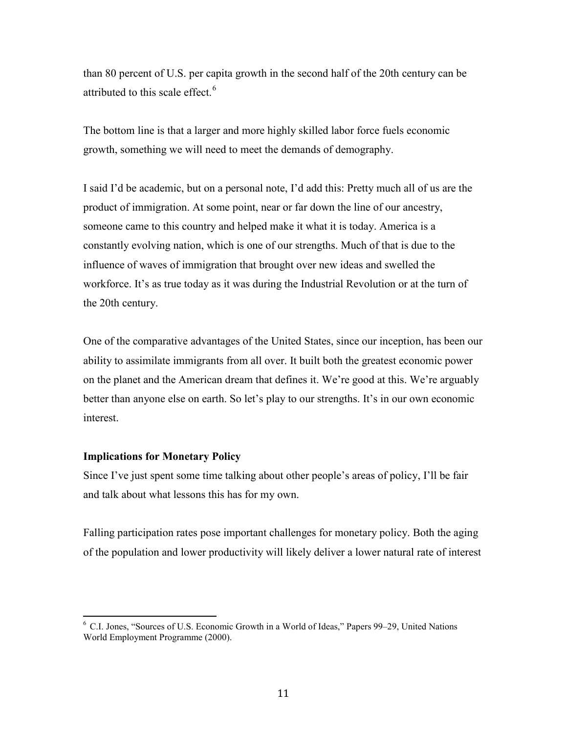than 80 percent of U.S. per capita growth in the second half of the 20th century can be attributed to this scale effect.[6]

The bottom line is that a larger and more highly skilled labor force fuels economic growth, something we will need to meet the demands of demography.

I said I'd be academic, but on a personal note, I'd add this: Pretty much all of us are the product of immigration. At some point, near or far down the line of our ancestry, someone came to this country and helped make it what it is today. America is a constantly evolving nation, which is one of our strengths. Much of that is due to the influence of waves of immigration that brought over new ideas and swelled the workforce. It's as true today as it was during the Industrial Revolution or at the turn of the 20th century.

One of the comparative advantages of the United States, since our inception, has been our ability to assimilate immigrants from all over. It built both the greatest economic power on the planet and the American dream that defines it. We're good at this. We're arguably better than anyone else on earth. So let's play to our strengths. It's in our own economic interest.

**Implications for Monetary Policy**

Since I've just spent some time talking about other people's areas of policy, I'll be fair and talk about what lessons this has for my own.

Falling participation rates pose important challenges for monetary policy. Both the aging of the population and lower productivity will likely deliver a lower natural rate of interest

---

[6] C.I. Jones, "Sources of U.S. Economic Growth in a World of Ideas," Papers 99–29, United Nations World Employment Programme (2000).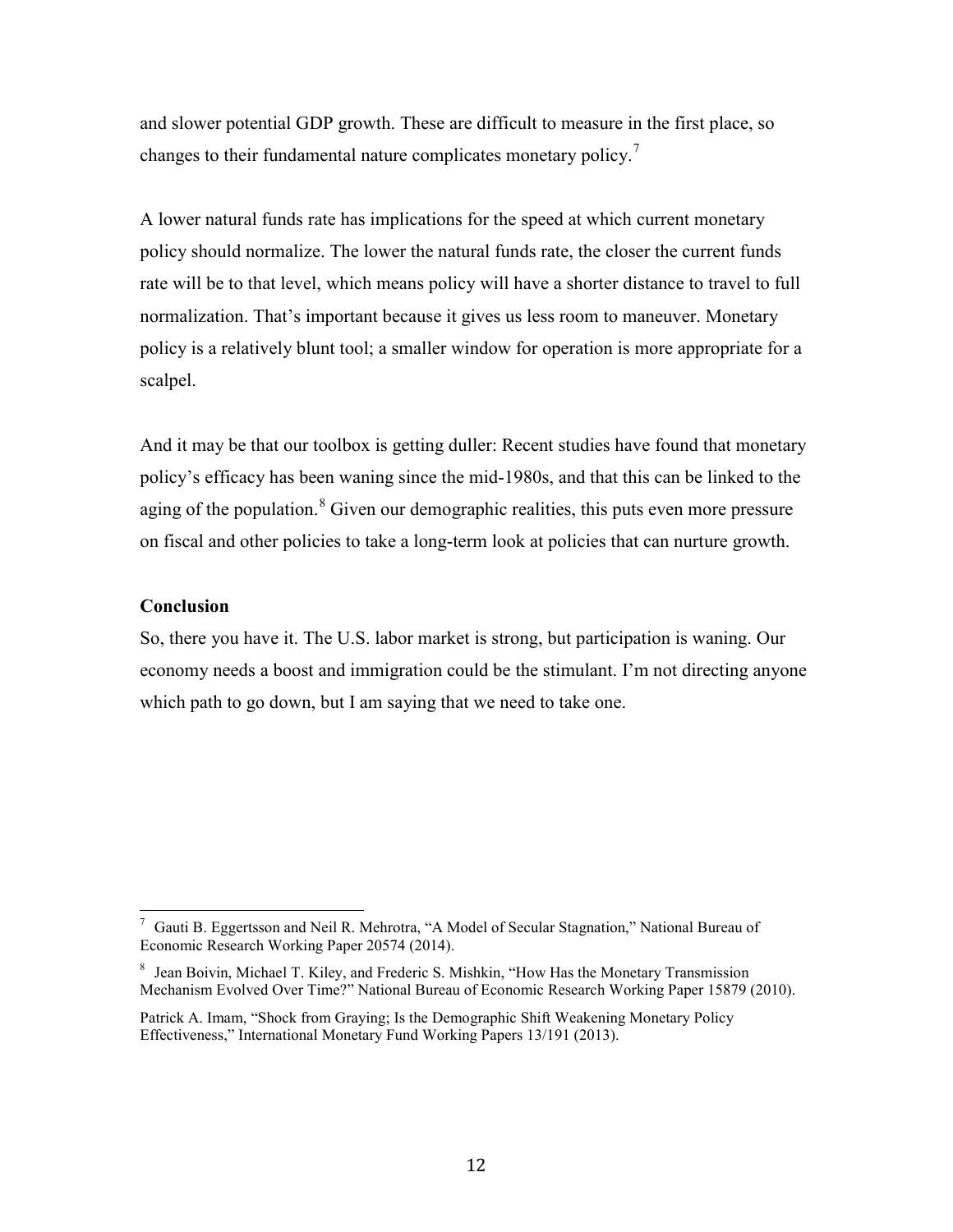and slower potential GDP growth. These are difficult to measure in the first place, so changes to their fundamental nature complicates monetary policy.[7]

A lower natural funds rate has implications for the speed at which current monetary policy should normalize. The lower the natural funds rate, the closer the current funds rate will be to that level, which means policy will have a shorter distance to travel to full normalization. That's important because it gives us less room to maneuver. Monetary policy is a relatively blunt tool; a smaller window for operation is more appropriate for a scalpel.

And it may be that our toolbox is getting duller: Recent studies have found that monetary policy's efficacy has been waning since the mid-1980s, and that this can be linked to the aging of the population.[8] Given our demographic realities, this puts even more pressure on fiscal and other policies to take a long-term look at policies that can nurture growth.

**Conclusion**

So, there you have it. The U.S. labor market is strong, but participation is waning. Our economy needs a boost and immigration could be the stimulant. I'm not directing anyone which path to go down, but I am saying that we need to take one.

---

[7] Gauti B. Eggertsson and Neil R. Mehrotra, "A Model of Secular Stagnation," National Bureau of Economic Research Working Paper 20574 (2014).

[8] Jean Boivin, Michael T. Kiley, and Frederic S. Mishkin, "How Has the Monetary Transmission Mechanism Evolved Over Time?" National Bureau of Economic Research Working Paper 15879 (2010).

Patrick A. Imam, "Shock from Graying; Is the Demographic Shift Weakening Monetary Policy Effectiveness," International Monetary Fund Working Papers 13/191 (2013).